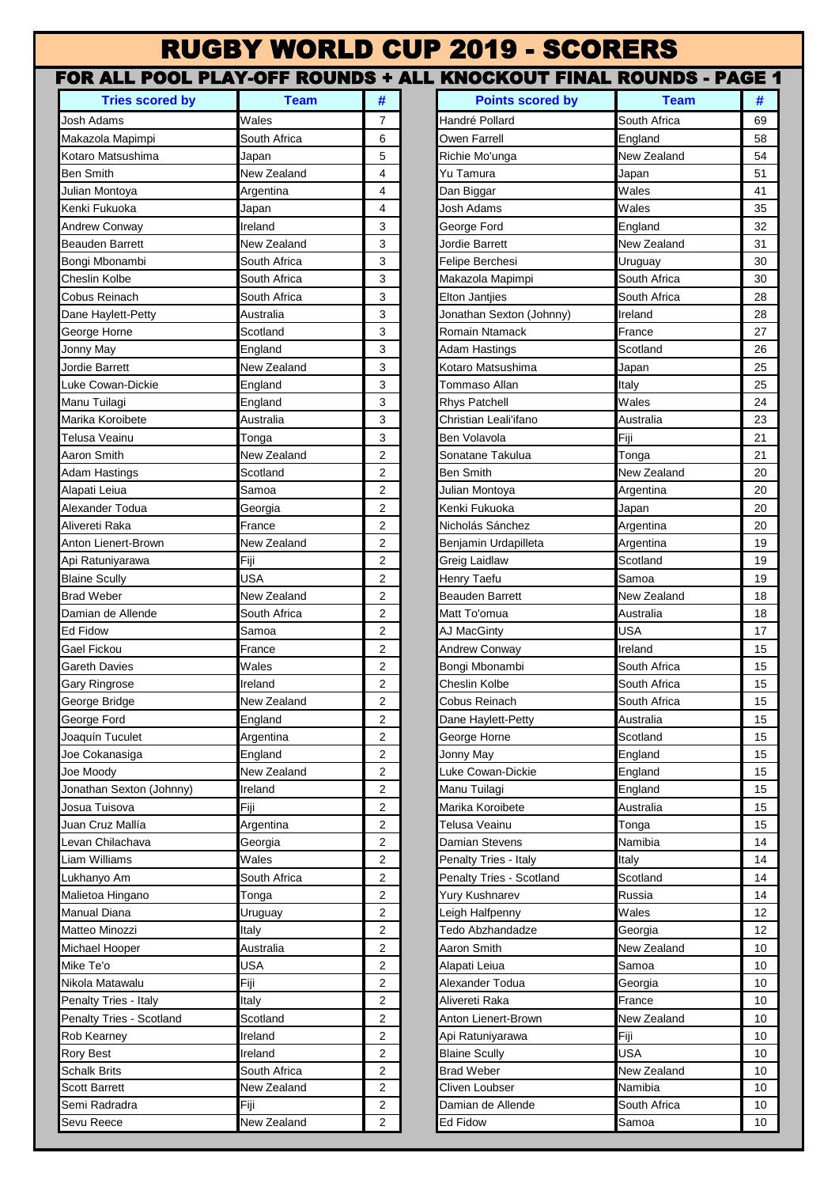# RUGBY WORLD CUP 2019 - SCORERS

## FOR ALL POOL PLAY-OFF ROUNDS + ALL KNOCKOUT FINAL ROUNDS - PAGE 1

| Tries scored by | Team | # |
|---|---|---|
| Josh Adams | Wales | 7 |
| Makazola Mapimpi | South Africa | 6 |
| Kotaro Matsushima | Japan | 5 |
| Ben Smith | New Zealand | 4 |
| Julian Montoya | Argentina | 4 |
| Kenki Fukuoka | Japan | 4 |
| Andrew Conway | Ireland | 3 |
| Beauden Barrett | New Zealand | 3 |
| Bongi Mbonambi | South Africa | 3 |
| Cheslin Kolbe | South Africa | 3 |
| Cobus Reinach | South Africa | 3 |
| Dane Haylett-Petty | Australia | 3 |
| George Horne | Scotland | 3 |
| Jonny May | England | 3 |
| Jordie Barrett | New Zealand | 3 |
| Luke Cowan-Dickie | England | 3 |
| Manu Tuilagi | England | 3 |
| Marika Koroibete | Australia | 3 |
| Telusa Veainu | Tonga | 3 |
| Aaron Smith | New Zealand | 2 |
| Adam Hastings | Scotland | 2 |
| Alapati Leiua | Samoa | 2 |
| Alexander Todua | Georgia | 2 |
| Alivereti Raka | France | 2 |
| Anton Lienert-Brown | New Zealand | 2 |
| Api Ratuniyarawa | Fiji | 2 |
| Blaine Scully | USA | 2 |
| Brad Weber | New Zealand | 2 |
| Damian de Allende | South Africa | 2 |
| Ed Fidow | Samoa | 2 |
| Gael Fickou | France | 2 |
| Gareth Davies | Wales | 2 |
| Gary Ringrose | Ireland | 2 |
| George Bridge | New Zealand | 2 |
| George Ford | England | 2 |
| Joaquín Tuculet | Argentina | 2 |
| Joe Cokanasiga | England | 2 |
| Joe Moody | New Zealand | 2 |
| Jonathan Sexton (Johnny) | Ireland | 2 |
| Josua Tuisova | Fiji | 2 |
| Juan Cruz Mallía | Argentina | 2 |
| Levan Chilachava | Georgia | 2 |
| Liam Williams | Wales | 2 |
| Lukhanyo Am | South Africa | 2 |
| Malietoa Hingano | Tonga | 2 |
| Manual Diana | Uruguay | 2 |
| Matteo Minozzi | Italy | 2 |
| Michael Hooper | Australia | 2 |
| Mike Te'o | USA | 2 |
| Nikola Matawalu | Fiji | 2 |
| Penalty Tries - Italy | Italy | 2 |
| Penalty Tries - Scotland | Scotland | 2 |
| Rob Kearney | Ireland | 2 |
| Rory Best | Ireland | 2 |
| Schalk Brits | South Africa | 2 |
| Scott Barrett | New Zealand | 2 |
| Semi Radradra | Fiji | 2 |
| Sevu Reece | New Zealand | 2 |

| Points scored by | Team | # |
|---|---|---|
| Handré Pollard | South Africa | 69 |
| Owen Farrell | England | 58 |
| Richie Mo'unga | New Zealand | 54 |
| Yu Tamura | Japan | 51 |
| Dan Biggar | Wales | 41 |
| Josh Adams | Wales | 35 |
| George Ford | England | 32 |
| Jordie Barrett | New Zealand | 31 |
| Felipe Berchesi | Uruguay | 30 |
| Makazola Mapimpi | South Africa | 30 |
| Elton Jantjies | South Africa | 28 |
| Jonathan Sexton (Johnny) | Ireland | 28 |
| Romain Ntamack | France | 27 |
| Adam Hastings | Scotland | 26 |
| Kotaro Matsushima | Japan | 25 |
| Tommaso Allan | Italy | 25 |
| Rhys Patchell | Wales | 24 |
| Christian Leali'ifano | Australia | 23 |
| Ben Volavola | Fiji | 21 |
| Sonatane Takulua | Tonga | 21 |
| Ben Smith | New Zealand | 20 |
| Julian Montoya | Argentina | 20 |
| Kenki Fukuoka | Japan | 20 |
| Nicholás Sánchez | Argentina | 20 |
| Benjamin Urdapilleta | Argentina | 19 |
| Greig Laidlaw | Scotland | 19 |
| Henry Taefu | Samoa | 19 |
| Beauden Barrett | New Zealand | 18 |
| Matt To'omua | Australia | 18 |
| AJ MacGinty | USA | 17 |
| Andrew Conway | Ireland | 15 |
| Bongi Mbonambi | South Africa | 15 |
| Cheslin Kolbe | South Africa | 15 |
| Cobus Reinach | South Africa | 15 |
| Dane Haylett-Petty | Australia | 15 |
| George Horne | Scotland | 15 |
| Jonny May | England | 15 |
| Luke Cowan-Dickie | England | 15 |
| Manu Tuilagi | England | 15 |
| Marika Koroibete | Australia | 15 |
| Telusa Veainu | Tonga | 15 |
| Damian Stevens | Namibia | 14 |
| Penalty Tries - Italy | Italy | 14 |
| Penalty Tries - Scotland | Scotland | 14 |
| Yury Kushnarev | Russia | 14 |
| Leigh Halfpenny | Wales | 12 |
| Tedo Abzhandadze | Georgia | 12 |
| Aaron Smith | New Zealand | 10 |
| Alapati Leiua | Samoa | 10 |
| Alexander Todua | Georgia | 10 |
| Alivereti Raka | France | 10 |
| Anton Lienert-Brown | New Zealand | 10 |
| Api Ratuniyarawa | Fiji | 10 |
| Blaine Scully | USA | 10 |
| Brad Weber | New Zealand | 10 |
| Cliven Loubser | Namibia | 10 |
| Damian de Allende | South Africa | 10 |
| Ed Fidow | Samoa | 10 |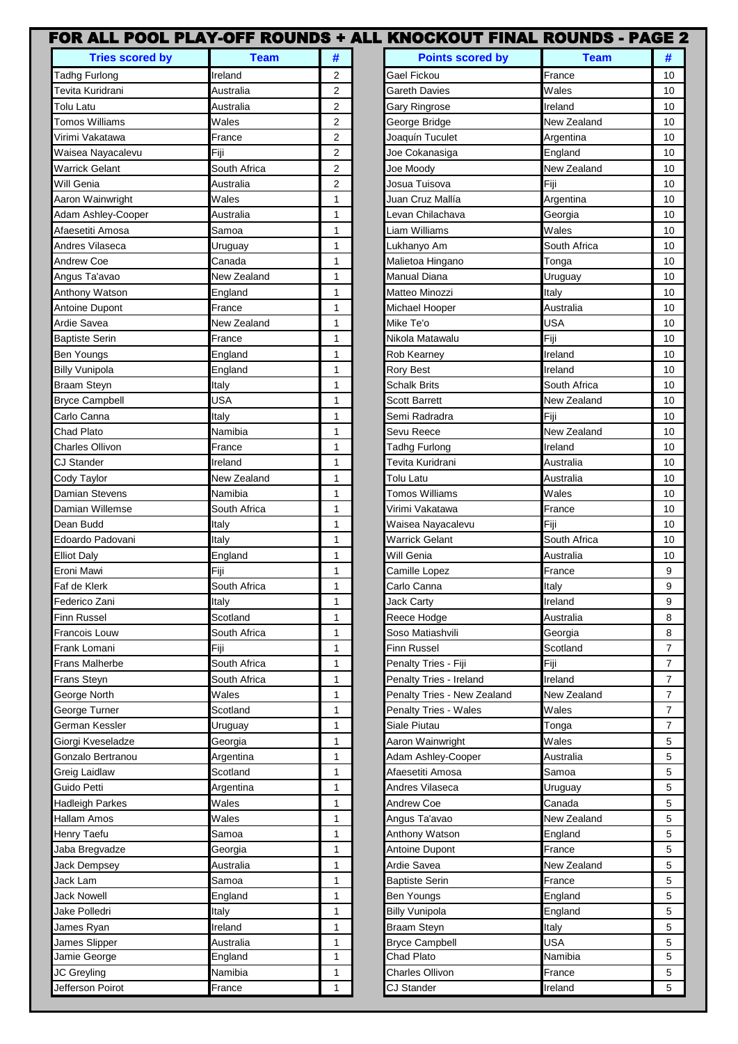# FOR ALL POOL PLAY-OFF ROUNDS + ALL KNOCKOUT FINAL ROUNDS - PAGE 2

| Tries scored by | Team | # |
|---|---|---|
| Tadhg Furlong | Ireland | 2 |
| Tevita Kuridrani | Australia | 2 |
| Tolu Latu | Australia | 2 |
| Tomos Williams | Wales | 2 |
| Virimi Vakatawa | France | 2 |
| Waisea Nayacalevu | Fiji | 2 |
| Warrick Gelant | South Africa | 2 |
| Will Genia | Australia | 2 |
| Aaron Wainwright | Wales | 1 |
| Adam Ashley-Cooper | Australia | 1 |
| Afaesetiti Amosa | Samoa | 1 |
| Andres Vilaseca | Uruguay | 1 |
| Andrew Coe | Canada | 1 |
| Angus Ta'avao | New Zealand | 1 |
| Anthony Watson | England | 1 |
| Antoine Dupont | France | 1 |
| Ardie Savea | New Zealand | 1 |
| Baptiste Serin | France | 1 |
| Ben Youngs | England | 1 |
| Billy Vunipola | England | 1 |
| Braam Steyn | Italy | 1 |
| Bryce Campbell | USA | 1 |
| Carlo Canna | Italy | 1 |
| Chad Plato | Namibia | 1 |
| Charles Ollivon | France | 1 |
| CJ Stander | Ireland | 1 |
| Cody Taylor | New Zealand | 1 |
| Damian Stevens | Namibia | 1 |
| Damian Willemse | South Africa | 1 |
| Dean Budd | Italy | 1 |
| Edoardo Padovani | Italy | 1 |
| Elliot Daly | England | 1 |
| Eroni Mawi | Fiji | 1 |
| Faf de Klerk | South Africa | 1 |
| Federico Zani | Italy | 1 |
| Finn Russel | Scotland | 1 |
| Francois Louw | South Africa | 1 |
| Frank Lomani | Fiji | 1 |
| Frans Malherbe | South Africa | 1 |
| Frans Steyn | South Africa | 1 |
| George North | Wales | 1 |
| George Turner | Scotland | 1 |
| German Kessler | Uruguay | 1 |
| Giorgi Kveseladze | Georgia | 1 |
| Gonzalo Bertranou | Argentina | 1 |
| Greig Laidlaw | Scotland | 1 |
| Guido Petti | Argentina | 1 |
| Hadleigh Parkes | Wales | 1 |
| Hallam Amos | Wales | 1 |
| Henry Taefu | Samoa | 1 |
| Jaba Bregvadze | Georgia | 1 |
| Jack Dempsey | Australia | 1 |
| Jack Lam | Samoa | 1 |
| Jack Nowell | England | 1 |
| Jake Polledri | Italy | 1 |
| James Ryan | Ireland | 1 |
| James Slipper | Australia | 1 |
| Jamie George | England | 1 |
| JC Greyling | Namibia | 1 |
| Jefferson Poirot | France | 1 |

| Points scored by | Team | # |
|---|---|---|
| Gael Fickou | France | 10 |
| Gareth Davies | Wales | 10 |
| Gary Ringrose | Ireland | 10 |
| George Bridge | New Zealand | 10 |
| Joaquín Tuculet | Argentina | 10 |
| Joe Cokanasiga | England | 10 |
| Joe Moody | New Zealand | 10 |
| Josua Tuisova | Fiji | 10 |
| Juan Cruz Mallía | Argentina | 10 |
| Levan Chilachava | Georgia | 10 |
| Liam Williams | Wales | 10 |
| Lukhanyo Am | South Africa | 10 |
| Malietoa Hingano | Tonga | 10 |
| Manual Diana | Uruguay | 10 |
| Matteo Minozzi | Italy | 10 |
| Michael Hooper | Australia | 10 |
| Mike Te'o | USA | 10 |
| Nikola Matawalu | Fiji | 10 |
| Rob Kearney | Ireland | 10 |
| Rory Best | Ireland | 10 |
| Schalk Brits | South Africa | 10 |
| Scott Barrett | New Zealand | 10 |
| Semi Radradra | Fiji | 10 |
| Sevu Reece | New Zealand | 10 |
| Tadhg Furlong | Ireland | 10 |
| Tevita Kuridrani | Australia | 10 |
| Tolu Latu | Australia | 10 |
| Tomos Williams | Wales | 10 |
| Virimi Vakatawa | France | 10 |
| Waisea Nayacalevu | Fiji | 10 |
| Warrick Gelant | South Africa | 10 |
| Will Genia | Australia | 10 |
| Camille Lopez | France | 9 |
| Carlo Canna | Italy | 9 |
| Jack Carty | Ireland | 9 |
| Reece Hodge | Australia | 8 |
| Soso Matiashvili | Georgia | 8 |
| Finn Russel | Scotland | 7 |
| Penalty Tries - Fiji | Fiji | 7 |
| Penalty Tries - Ireland | Ireland | 7 |
| Penalty Tries - New Zealand | New Zealand | 7 |
| Penalty Tries - Wales | Wales | 7 |
| Siale Piutau | Tonga | 7 |
| Aaron Wainwright | Wales | 5 |
| Adam Ashley-Cooper | Australia | 5 |
| Afaesetiti Amosa | Samoa | 5 |
| Andres Vilaseca | Uruguay | 5 |
| Andrew Coe | Canada | 5 |
| Angus Ta'avao | New Zealand | 5 |
| Anthony Watson | England | 5 |
| Antoine Dupont | France | 5 |
| Ardie Savea | New Zealand | 5 |
| Baptiste Serin | France | 5 |
| Ben Youngs | England | 5 |
| Billy Vunipola | England | 5 |
| Braam Steyn | Italy | 5 |
| Bryce Campbell | USA | 5 |
| Chad Plato | Namibia | 5 |
| Charles Ollivon | France | 5 |
| CJ Stander | Ireland | 5 |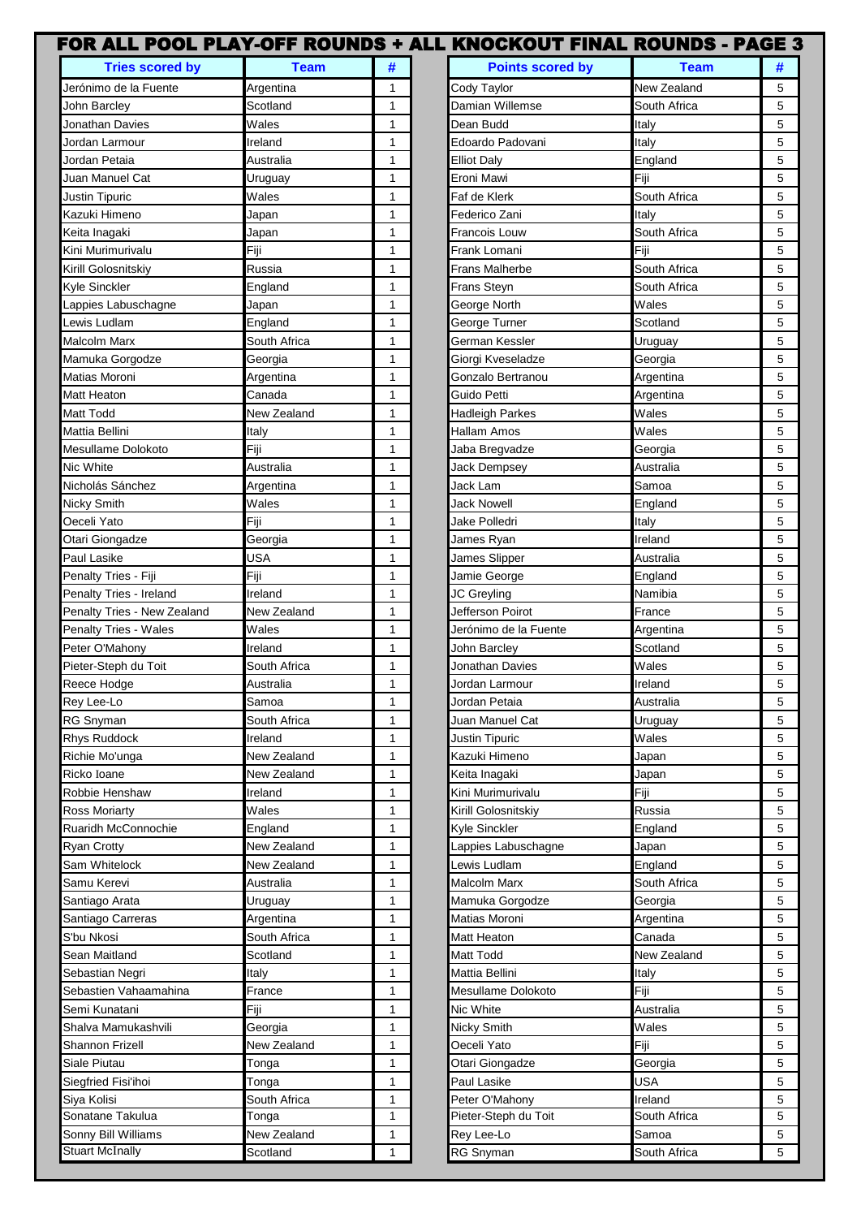# FOR ALL POOL PLAY-OFF ROUNDS + ALL KNOCKOUT FINAL ROUNDS - PAGE 3

| Tries scored by | Team | # |
|---|---|---|
| Jerónimo de la Fuente | Argentina | 1 |
| John Barcley | Scotland | 1 |
| Jonathan Davies | Wales | 1 |
| Jordan Larmour | Ireland | 1 |
| Jordan Petaia | Australia | 1 |
| Juan Manuel Cat | Uruguay | 1 |
| Justin Tipuric | Wales | 1 |
| Kazuki Himeno | Japan | 1 |
| Keita Inagaki | Japan | 1 |
| Kini Murimurivalu | Fiji | 1 |
| Kirill Golosnitskiy | Russia | 1 |
| Kyle Sinckler | England | 1 |
| Lappies Labuschagne | Japan | 1 |
| Lewis Ludlam | England | 1 |
| Malcolm Marx | South Africa | 1 |
| Mamuka Gorgodze | Georgia | 1 |
| Matias Moroni | Argentina | 1 |
| Matt Heaton | Canada | 1 |
| Matt Todd | New Zealand | 1 |
| Mattia Bellini | Italy | 1 |
| Mesullame Dolokoto | Fiji | 1 |
| Nic White | Australia | 1 |
| Nicholás Sánchez | Argentina | 1 |
| Nicky Smith | Wales | 1 |
| Oeceli Yato | Fiji | 1 |
| Otari Giongadze | Georgia | 1 |
| Paul Lasike | USA | 1 |
| Penalty Tries - Fiji | Fiji | 1 |
| Penalty Tries - Ireland | Ireland | 1 |
| Penalty Tries - New Zealand | New Zealand | 1 |
| Penalty Tries - Wales | Wales | 1 |
| Peter O'Mahony | Ireland | 1 |
| Pieter-Steph du Toit | South Africa | 1 |
| Reece Hodge | Australia | 1 |
| Rey Lee-Lo | Samoa | 1 |
| RG Snyman | South Africa | 1 |
| Rhys Ruddock | Ireland | 1 |
| Richie Mo'unga | New Zealand | 1 |
| Ricko Ioane | New Zealand | 1 |
| Robbie Henshaw | Ireland | 1 |
| Ross Moriarty | Wales | 1 |
| Ruaridh McConnochie | England | 1 |
| Ryan Crotty | New Zealand | 1 |
| Sam Whitelock | New Zealand | 1 |
| Samu Kerevi | Australia | 1 |
| Santiago Arata | Uruguay | 1 |
| Santiago Carreras | Argentina | 1 |
| S'bu Nkosi | South Africa | 1 |
| Sean Maitland | Scotland | 1 |
| Sebastian Negri | Italy | 1 |
| Sebastien Vahaamahina | France | 1 |
| Semi Kunatani | Fiji | 1 |
| Shalva Mamukashvili | Georgia | 1 |
| Shannon Frizell | New Zealand | 1 |
| Siale Piutau | Tonga | 1 |
| Siegfried Fisi'ihoi | Tonga | 1 |
| Siya Kolisi | South Africa | 1 |
| Sonatane Takulua | Tonga | 1 |
| Sonny Bill Williams | New Zealand | 1 |
| Stuart McInally | Scotland | 1 |

| Points scored by | Team | # |
|---|---|---|
| Cody Taylor | New Zealand | 5 |
| Damian Willemse | South Africa | 5 |
| Dean Budd | Italy | 5 |
| Edoardo Padovani | Italy | 5 |
| Elliot Daly | England | 5 |
| Eroni Mawi | Fiji | 5 |
| Faf de Klerk | South Africa | 5 |
| Federico Zani | Italy | 5 |
| Francois Louw | South Africa | 5 |
| Frank Lomani | Fiji | 5 |
| Frans Malherbe | South Africa | 5 |
| Frans Steyn | South Africa | 5 |
| George North | Wales | 5 |
| George Turner | Scotland | 5 |
| German Kessler | Uruguay | 5 |
| Giorgi Kveseladze | Georgia | 5 |
| Gonzalo Bertranou | Argentina | 5 |
| Guido Petti | Argentina | 5 |
| Hadleigh Parkes | Wales | 5 |
| Hallam Amos | Wales | 5 |
| Jaba Bregvadze | Georgia | 5 |
| Jack Dempsey | Australia | 5 |
| Jack Lam | Samoa | 5 |
| Jack Nowell | England | 5 |
| Jake Polledri | Italy | 5 |
| James Ryan | Ireland | 5 |
| James Slipper | Australia | 5 |
| Jamie George | England | 5 |
| JC Greyling | Namibia | 5 |
| Jefferson Poirot | France | 5 |
| Jerónimo de la Fuente | Argentina | 5 |
| John Barcley | Scotland | 5 |
| Jonathan Davies | Wales | 5 |
| Jordan Larmour | Ireland | 5 |
| Jordan Petaia | Australia | 5 |
| Juan Manuel Cat | Uruguay | 5 |
| Justin Tipuric | Wales | 5 |
| Kazuki Himeno | Japan | 5 |
| Keita Inagaki | Japan | 5 |
| Kini Murimurivalu | Fiji | 5 |
| Kirill Golosnitskiy | Russia | 5 |
| Kyle Sinckler | England | 5 |
| Lappies Labuschagne | Japan | 5 |
| Lewis Ludlam | England | 5 |
| Malcolm Marx | South Africa | 5 |
| Mamuka Gorgodze | Georgia | 5 |
| Matias Moroni | Argentina | 5 |
| Matt Heaton | Canada | 5 |
| Matt Todd | New Zealand | 5 |
| Mattia Bellini | Italy | 5 |
| Mesullame Dolokoto | Fiji | 5 |
| Nic White | Australia | 5 |
| Nicky Smith | Wales | 5 |
| Oeceli Yato | Fiji | 5 |
| Otari Giongadze | Georgia | 5 |
| Paul Lasike | USA | 5 |
| Peter O'Mahony | Ireland | 5 |
| Pieter-Steph du Toit | South Africa | 5 |
| Rey Lee-Lo | Samoa | 5 |
| RG Snyman | South Africa | 5 |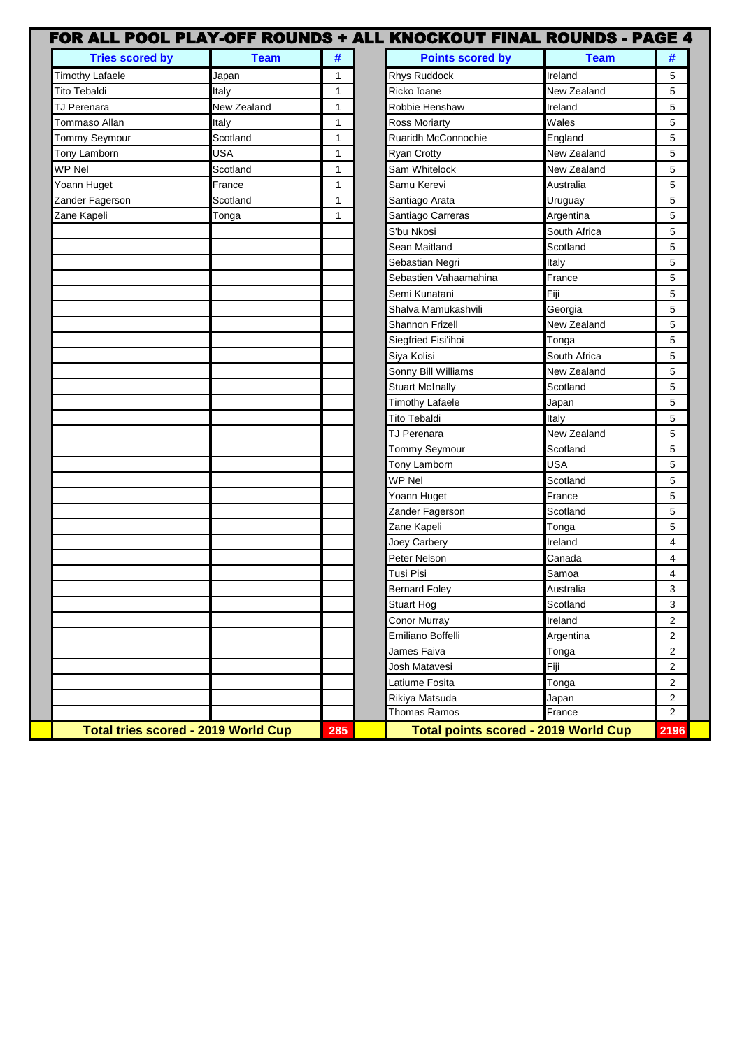# FOR ALL POOL PLAY-OFF ROUNDS + ALL KNOCKOUT FINAL ROUNDS - PAGE 4

| Tries scored by | Team | # |
|---|---|---|
| Timothy Lafaele | Japan | 1 |
| Tito Tebaldi | Italy | 1 |
| TJ Perenara | New Zealand | 1 |
| Tommaso Allan | Italy | 1 |
| Tommy Seymour | Scotland | 1 |
| Tony Lamborn | USA | 1 |
| WP Nel | Scotland | 1 |
| Yoann Huget | France | 1 |
| Zander Fagerson | Scotland | 1 |
| Zane Kapeli | Tonga | 1 |
| **Total tries scored - 2019 World Cup** | | **285** |

| Points scored by | Team | # |
|---|---|---|
| Rhys Ruddock | Ireland | 5 |
| Ricko Ioane | New Zealand | 5 |
| Robbie Henshaw | Ireland | 5 |
| Ross Moriarty | Wales | 5 |
| Ruaridh McConnochie | England | 5 |
| Ryan Crotty | New Zealand | 5 |
| Sam Whitelock | New Zealand | 5 |
| Samu Kerevi | Australia | 5 |
| Santiago Arata | Uruguay | 5 |
| Santiago Carreras | Argentina | 5 |
| S'bu Nkosi | South Africa | 5 |
| Sean Maitland | Scotland | 5 |
| Sebastian Negri | Italy | 5 |
| Sebastien Vahaamahina | France | 5 |
| Semi Kunatani | Fiji | 5 |
| Shalva Mamukashvili | Georgia | 5 |
| Shannon Frizell | New Zealand | 5 |
| Siegfried Fisi'ihoi | Tonga | 5 |
| Siya Kolisi | South Africa | 5 |
| Sonny Bill Williams | New Zealand | 5 |
| Stuart McInally | Scotland | 5 |
| Timothy Lafaele | Japan | 5 |
| Tito Tebaldi | Italy | 5 |
| TJ Perenara | New Zealand | 5 |
| Tommy Seymour | Scotland | 5 |
| Tony Lamborn | USA | 5 |
| WP Nel | Scotland | 5 |
| Yoann Huget | France | 5 |
| Zander Fagerson | Scotland | 5 |
| Zane Kapeli | Tonga | 5 |
| Joey Carbery | Ireland | 4 |
| Peter Nelson | Canada | 4 |
| Tusi Pisi | Samoa | 4 |
| Bernard Foley | Australia | 3 |
| Stuart Hog | Scotland | 3 |
| Conor Murray | Ireland | 2 |
| Emiliano Boffelli | Argentina | 2 |
| James Faiva | Tonga | 2 |
| Josh Matavesi | Fiji | 2 |
| Latiume Fosita | Tonga | 2 |
| Rikiya Matsuda | Japan | 2 |
| Thomas Ramos | France | 2 |
| **Total points scored - 2019 World Cup** | | **2196** |